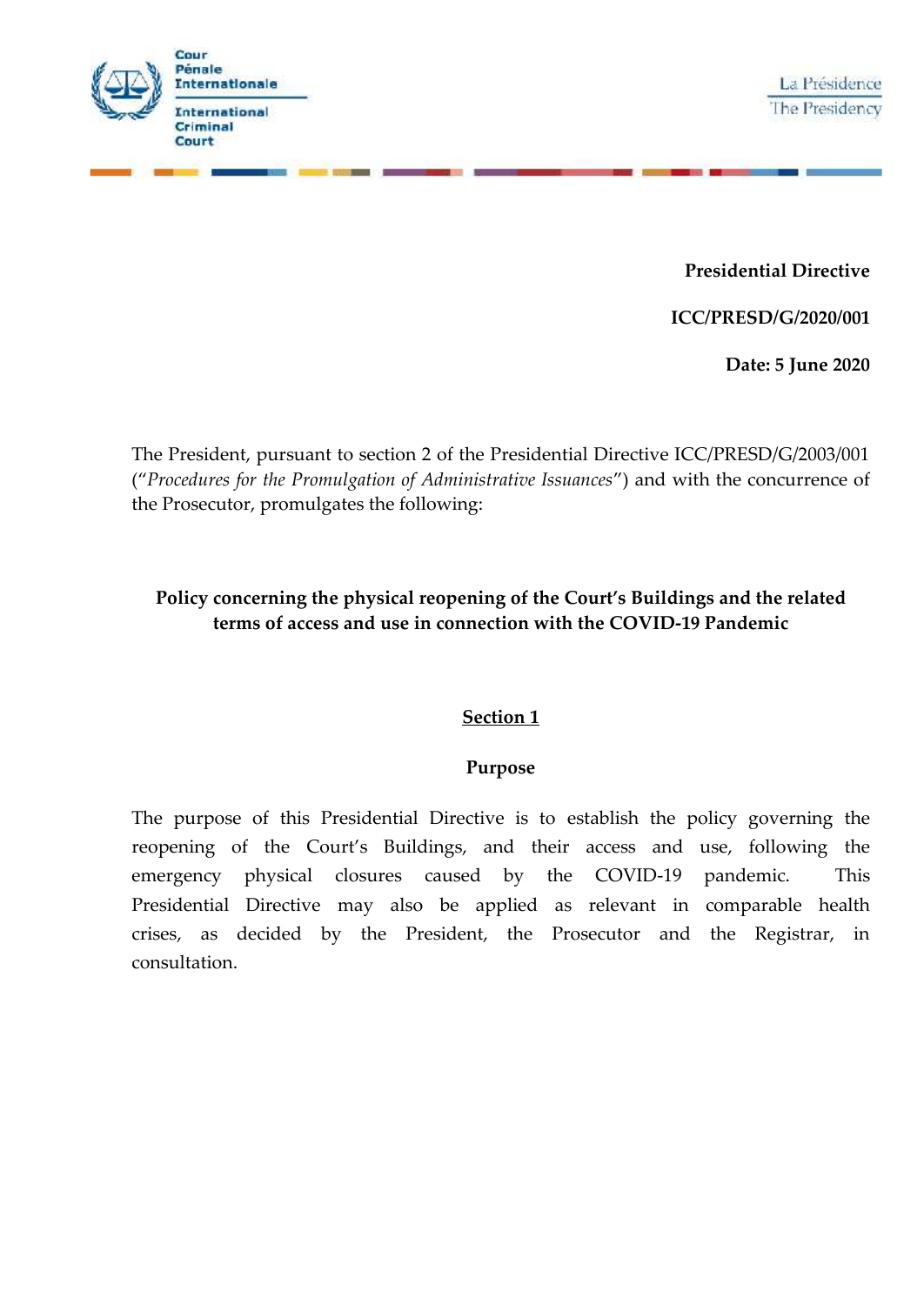Cour Pénale Internationale

International Criminal Court

La Présidence
The Presidency

**Presidential Directive**

**ICC/PRESD/G/2020/001**

**Date: 5 June 2020**

The President, pursuant to section 2 of the Presidential Directive ICC/PRESD/G/2003/001 ("*Procedures for the Promulgation of Administrative Issuances*") and with the concurrence of the Prosecutor, promulgates the following:

# Policy concerning the physical reopening of the Court's Buildings and the related terms of access and use in connection with the COVID-19 Pandemic

## Section 1

### Purpose

The purpose of this Presidential Directive is to establish the policy governing the reopening of the Court's Buildings, and their access and use, following the emergency physical closures caused by the COVID-19 pandemic. This Presidential Directive may also be applied as relevant in comparable health crises, as decided by the President, the Prosecutor and the Registrar, in consultation.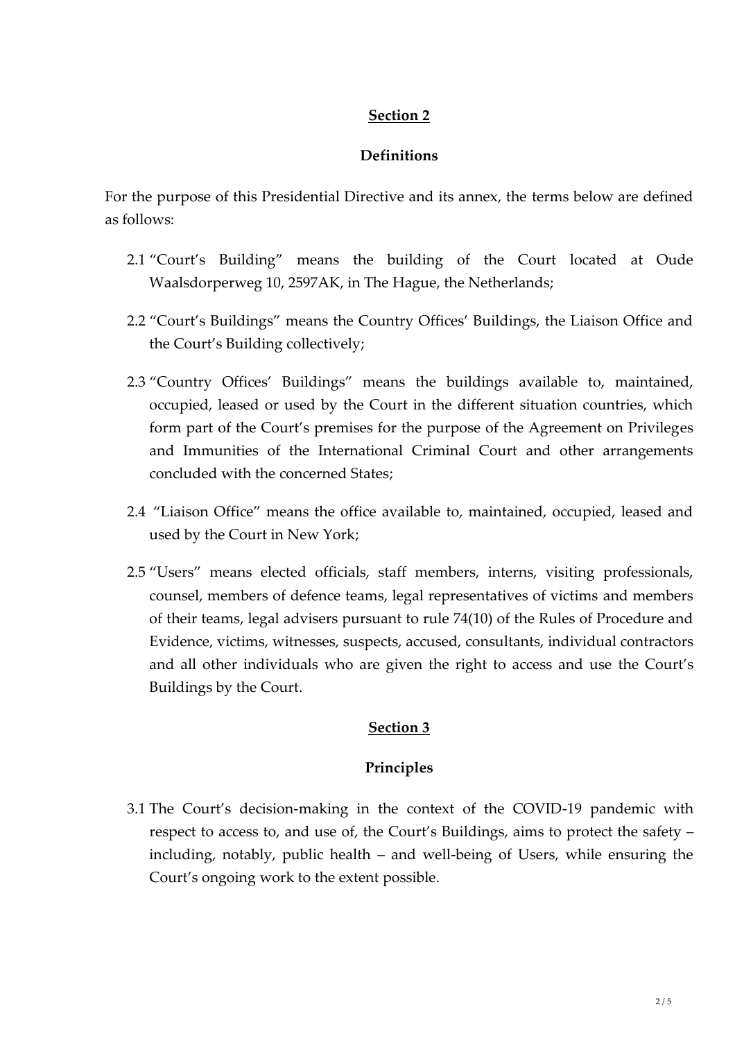## Section 2

### Definitions

For the purpose of this Presidential Directive and its annex, the terms below are defined as follows:

2.1 "Court's Building" means the building of the Court located at Oude Waalsdorperweg 10, 2597AK, in The Hague, the Netherlands;

2.2 "Court's Buildings" means the Country Offices' Buildings, the Liaison Office and the Court's Building collectively;

2.3 "Country Offices' Buildings" means the buildings available to, maintained, occupied, leased or used by the Court in the different situation countries, which form part of the Court's premises for the purpose of the Agreement on Privileges and Immunities of the International Criminal Court and other arrangements concluded with the concerned States;

2.4 "Liaison Office" means the office available to, maintained, occupied, leased and used by the Court in New York;

2.5 "Users" means elected officials, staff members, interns, visiting professionals, counsel, members of defence teams, legal representatives of victims and members of their teams, legal advisers pursuant to rule 74(10) of the Rules of Procedure and Evidence, victims, witnesses, suspects, accused, consultants, individual contractors and all other individuals who are given the right to access and use the Court's Buildings by the Court.

## Section 3

### Principles

3.1 The Court's decision-making in the context of the COVID-19 pandemic with respect to access to, and use of, the Court's Buildings, aims to protect the safety – including, notably, public health – and well-being of Users, while ensuring the Court's ongoing work to the extent possible.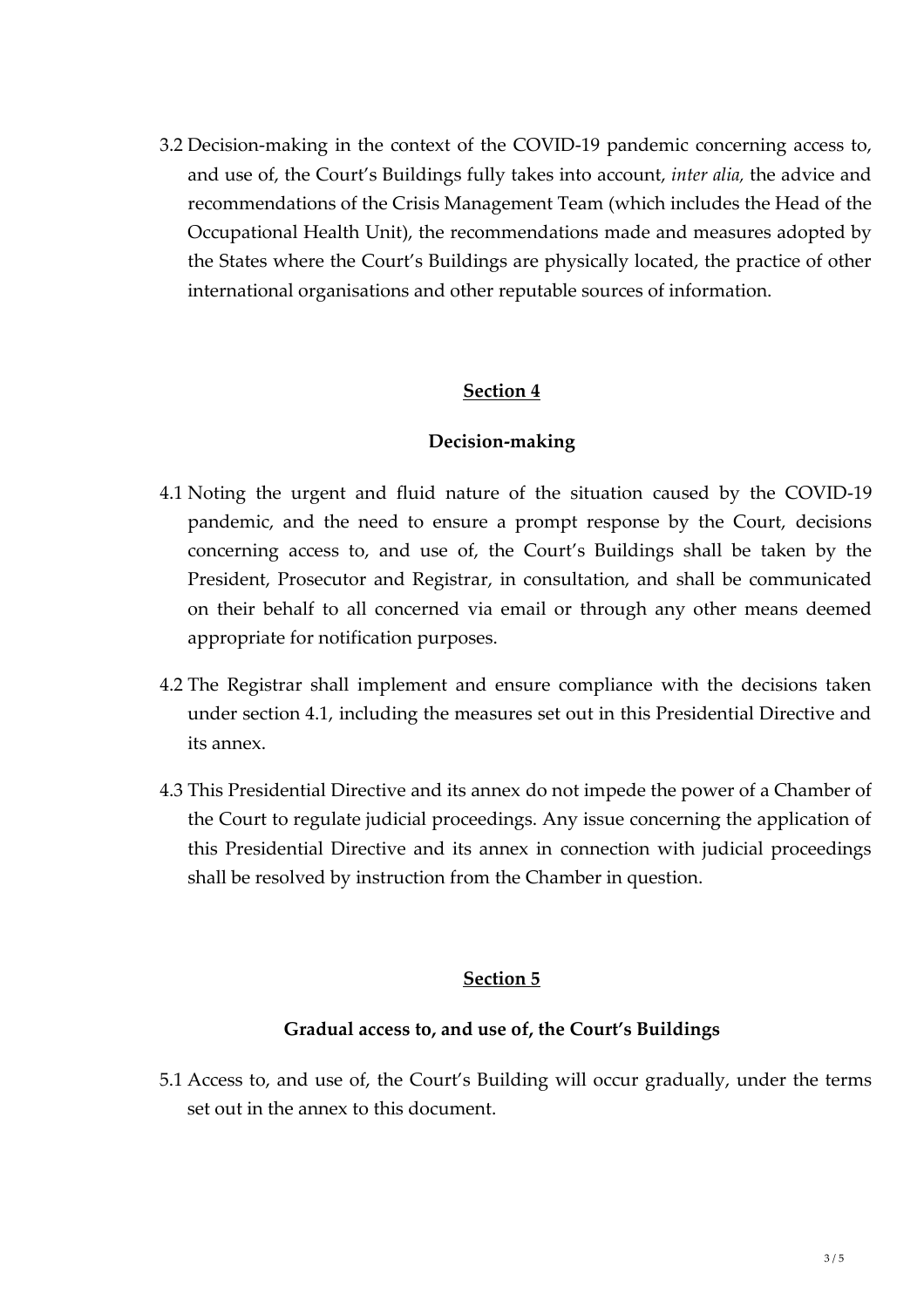3.2 Decision-making in the context of the COVID-19 pandemic concerning access to, and use of, the Court's Buildings fully takes into account, *inter alia,* the advice and recommendations of the Crisis Management Team (which includes the Head of the Occupational Health Unit), the recommendations made and measures adopted by the States where the Court's Buildings are physically located, the practice of other international organisations and other reputable sources of information.

## Section 4

### Decision-making

4.1 Noting the urgent and fluid nature of the situation caused by the COVID-19 pandemic, and the need to ensure a prompt response by the Court, decisions concerning access to, and use of, the Court's Buildings shall be taken by the President, Prosecutor and Registrar, in consultation, and shall be communicated on their behalf to all concerned via email or through any other means deemed appropriate for notification purposes.

4.2 The Registrar shall implement and ensure compliance with the decisions taken under section 4.1, including the measures set out in this Presidential Directive and its annex.

4.3 This Presidential Directive and its annex do not impede the power of a Chamber of the Court to regulate judicial proceedings. Any issue concerning the application of this Presidential Directive and its annex in connection with judicial proceedings shall be resolved by instruction from the Chamber in question.

## Section 5

### Gradual access to, and use of, the Court's Buildings

5.1 Access to, and use of, the Court's Building will occur gradually, under the terms set out in the annex to this document.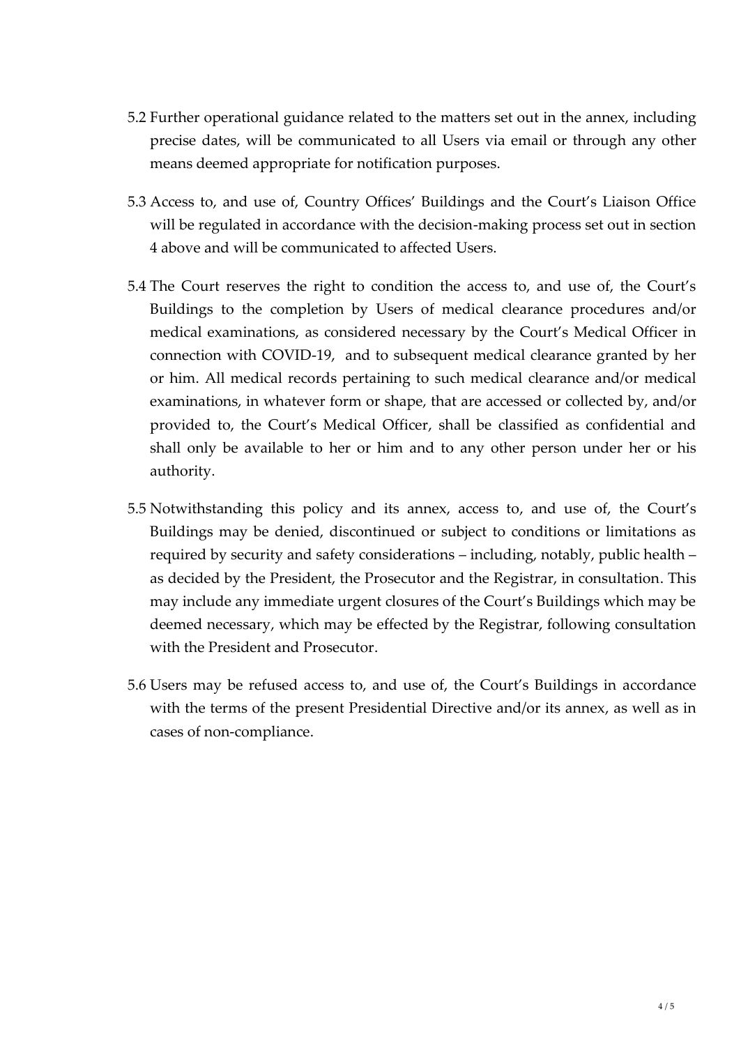5.2 Further operational guidance related to the matters set out in the annex, including precise dates, will be communicated to all Users via email or through any other means deemed appropriate for notification purposes.

5.3 Access to, and use of, Country Offices' Buildings and the Court's Liaison Office will be regulated in accordance with the decision-making process set out in section 4 above and will be communicated to affected Users.

5.4 The Court reserves the right to condition the access to, and use of, the Court's Buildings to the completion by Users of medical clearance procedures and/or medical examinations, as considered necessary by the Court's Medical Officer in connection with COVID-19, and to subsequent medical clearance granted by her or him. All medical records pertaining to such medical clearance and/or medical examinations, in whatever form or shape, that are accessed or collected by, and/or provided to, the Court's Medical Officer, shall be classified as confidential and shall only be available to her or him and to any other person under her or his authority.

5.5 Notwithstanding this policy and its annex, access to, and use of, the Court's Buildings may be denied, discontinued or subject to conditions or limitations as required by security and safety considerations – including, notably, public health – as decided by the President, the Prosecutor and the Registrar, in consultation. This may include any immediate urgent closures of the Court's Buildings which may be deemed necessary, which may be effected by the Registrar, following consultation with the President and Prosecutor.

5.6 Users may be refused access to, and use of, the Court's Buildings in accordance with the terms of the present Presidential Directive and/or its annex, as well as in cases of non-compliance.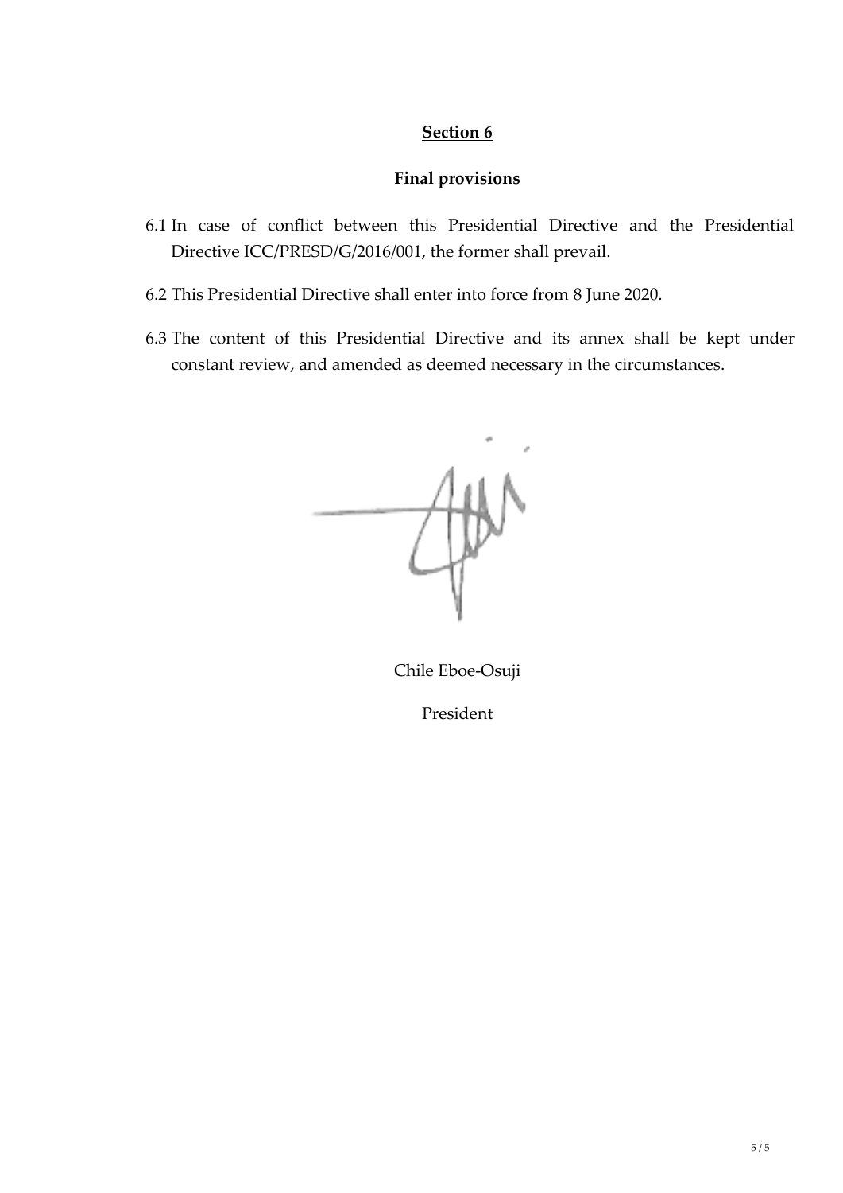## Section 6

### Final provisions

6.1 In case of conflict between this Presidential Directive and the Presidential Directive ICC/PRESD/G/2016/001, the former shall prevail.

6.2 This Presidential Directive shall enter into force from 8 June 2020.

6.3 The content of this Presidential Directive and its annex shall be kept under constant review, and amended as deemed necessary in the circumstances.

Chile Eboe-Osuji

President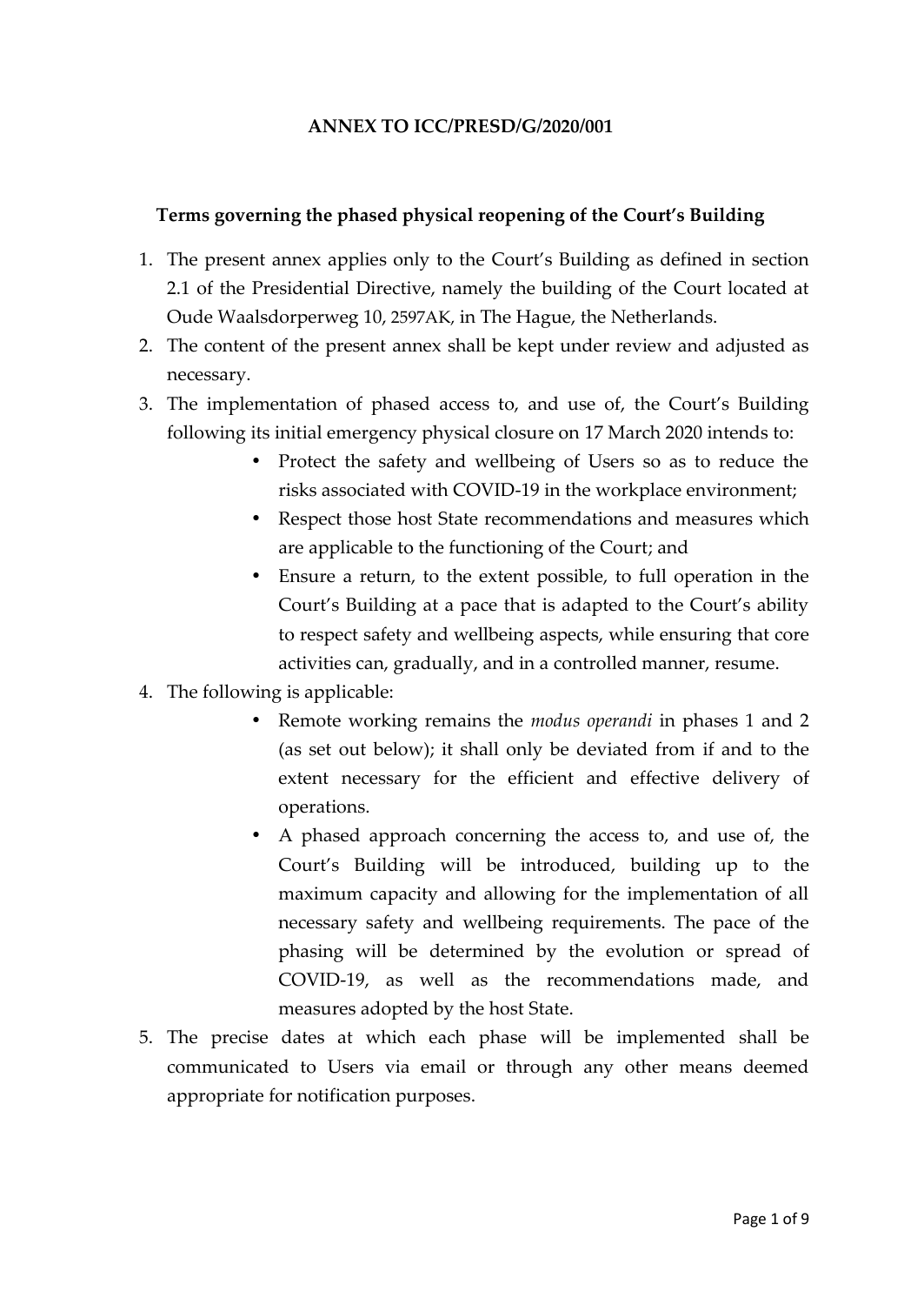**ANNEX TO ICC/PRESD/G/2020/001**

**Terms governing the phased physical reopening of the Court's Building**

1. The present annex applies only to the Court's Building as defined in section 2.1 of the Presidential Directive, namely the building of the Court located at Oude Waalsdorperweg 10, 2597AK, in The Hague, the Netherlands.
2. The content of the present annex shall be kept under review and adjusted as necessary.
3. The implementation of phased access to, and use of, the Court's Building following its initial emergency physical closure on 17 March 2020 intends to:
   - Protect the safety and wellbeing of Users so as to reduce the risks associated with COVID-19 in the workplace environment;
   - Respect those host State recommendations and measures which are applicable to the functioning of the Court; and
   - Ensure a return, to the extent possible, to full operation in the Court's Building at a pace that is adapted to the Court's ability to respect safety and wellbeing aspects, while ensuring that core activities can, gradually, and in a controlled manner, resume.
4. The following is applicable:
   - Remote working remains the *modus operandi* in phases 1 and 2 (as set out below); it shall only be deviated from if and to the extent necessary for the efficient and effective delivery of operations.
   - A phased approach concerning the access to, and use of, the Court's Building will be introduced, building up to the maximum capacity and allowing for the implementation of all necessary safety and wellbeing requirements. The pace of the phasing will be determined by the evolution or spread of COVID-19, as well as the recommendations made, and measures adopted by the host State.
5. The precise dates at which each phase will be implemented shall be communicated to Users via email or through any other means deemed appropriate for notification purposes.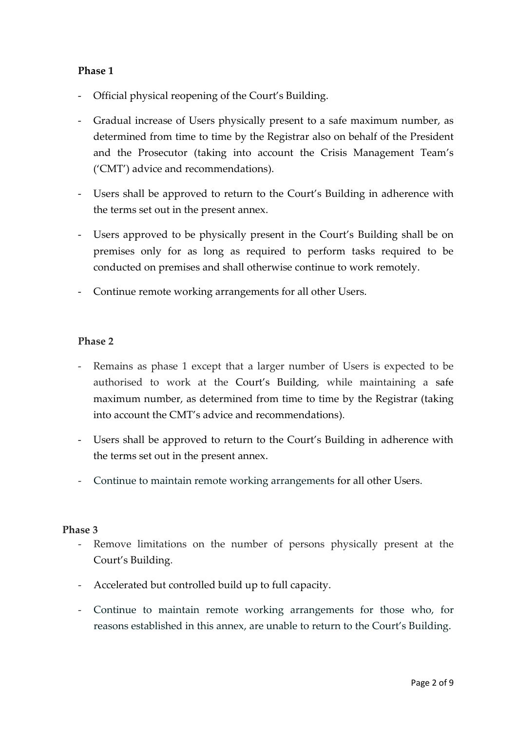**Phase 1**

- Official physical reopening of the Court's Building.
- Gradual increase of Users physically present to a safe maximum number, as determined from time to time by the Registrar also on behalf of the President and the Prosecutor (taking into account the Crisis Management Team's ('CMT') advice and recommendations).
- Users shall be approved to return to the Court's Building in adherence with the terms set out in the present annex.
- Users approved to be physically present in the Court's Building shall be on premises only for as long as required to perform tasks required to be conducted on premises and shall otherwise continue to work remotely.
- Continue remote working arrangements for all other Users.

**Phase 2**

- Remains as phase 1 except that a larger number of Users is expected to be authorised to work at the Court's Building, while maintaining a safe maximum number, as determined from time to time by the Registrar (taking into account the CMT's advice and recommendations).
- Users shall be approved to return to the Court's Building in adherence with the terms set out in the present annex.
- Continue to maintain remote working arrangements for all other Users.

**Phase 3**

- Remove limitations on the number of persons physically present at the Court's Building.
- Accelerated but controlled build up to full capacity.
- Continue to maintain remote working arrangements for those who, for reasons established in this annex, are unable to return to the Court's Building.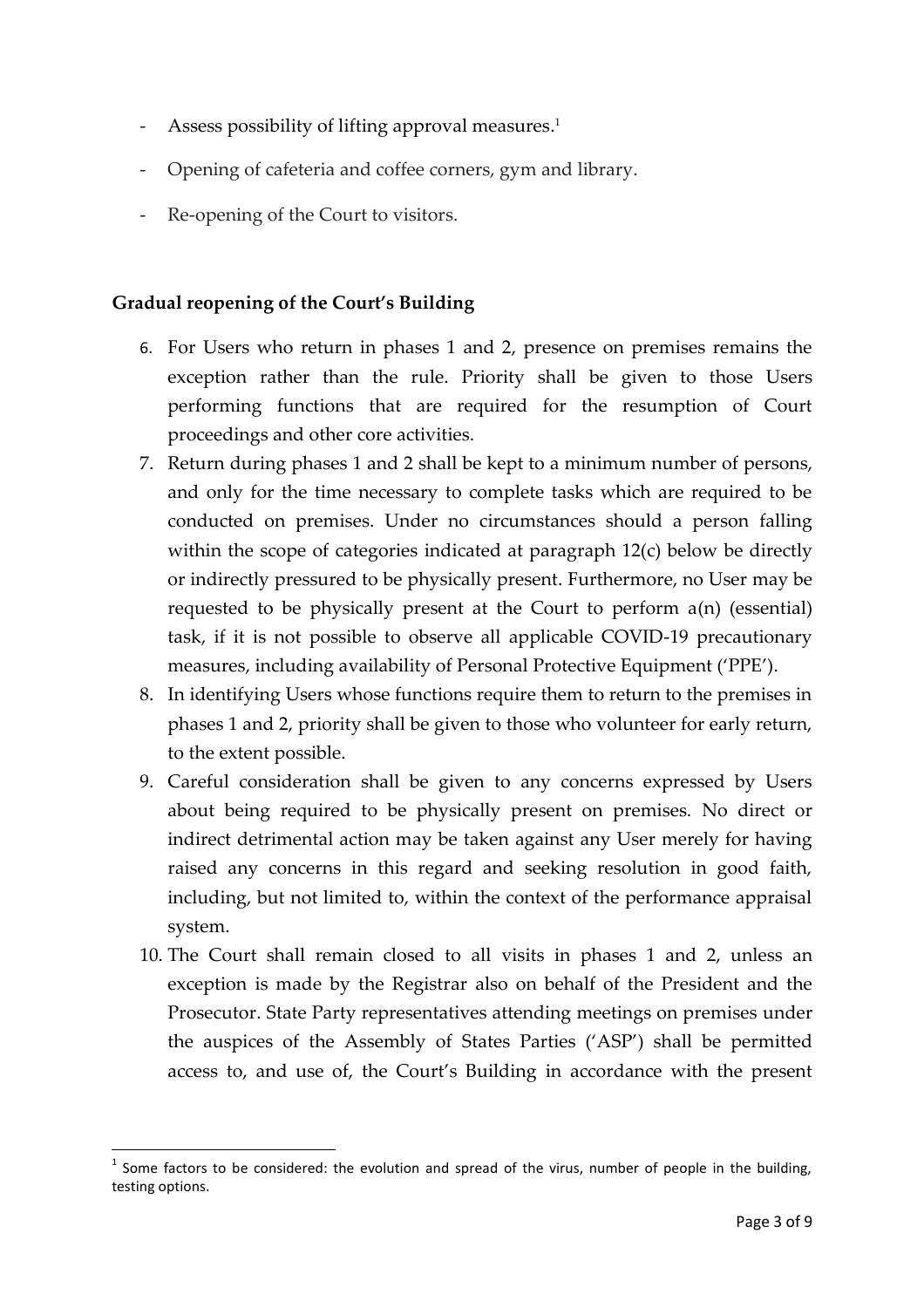- Assess possibility of lifting approval measures.[1]
- Opening of cafeteria and coffee corners, gym and library.
- Re-opening of the Court to visitors.

**Gradual reopening of the Court's Building**

6. For Users who return in phases 1 and 2, presence on premises remains the exception rather than the rule. Priority shall be given to those Users performing functions that are required for the resumption of Court proceedings and other core activities.
7. Return during phases 1 and 2 shall be kept to a minimum number of persons, and only for the time necessary to complete tasks which are required to be conducted on premises. Under no circumstances should a person falling within the scope of categories indicated at paragraph 12(c) below be directly or indirectly pressured to be physically present. Furthermore, no User may be requested to be physically present at the Court to perform a(n) (essential) task, if it is not possible to observe all applicable COVID-19 precautionary measures, including availability of Personal Protective Equipment ('PPE').
8. In identifying Users whose functions require them to return to the premises in phases 1 and 2, priority shall be given to those who volunteer for early return, to the extent possible.
9. Careful consideration shall be given to any concerns expressed by Users about being required to be physically present on premises. No direct or indirect detrimental action may be taken against any User merely for having raised any concerns in this regard and seeking resolution in good faith, including, but not limited to, within the context of the performance appraisal system.
10. The Court shall remain closed to all visits in phases 1 and 2, unless an exception is made by the Registrar also on behalf of the President and the Prosecutor. State Party representatives attending meetings on premises under the auspices of the Assembly of States Parties ('ASP') shall be permitted access to, and use of, the Court's Building in accordance with the present

[1] Some factors to be considered: the evolution and spread of the virus, number of people in the building, testing options.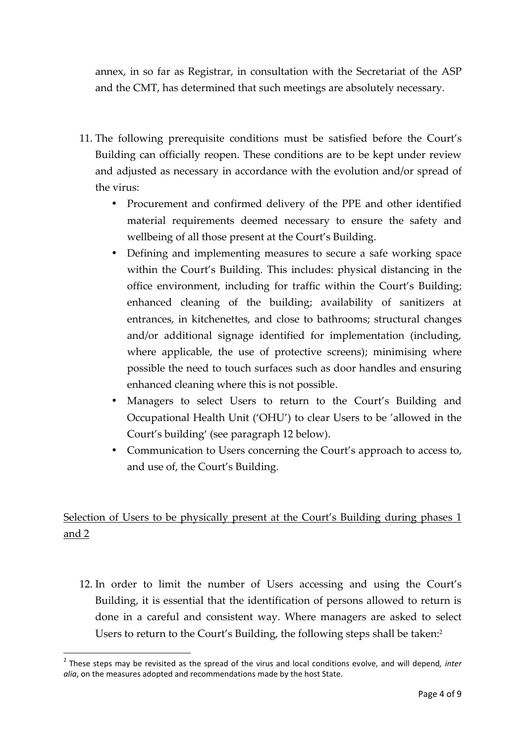annex, in so far as Registrar, in consultation with the Secretariat of the ASP and the CMT, has determined that such meetings are absolutely necessary.

11. The following prerequisite conditions must be satisfied before the Court's Building can officially reopen. These conditions are to be kept under review and adjusted as necessary in accordance with the evolution and/or spread of the virus:
    - Procurement and confirmed delivery of the PPE and other identified material requirements deemed necessary to ensure the safety and wellbeing of all those present at the Court's Building.
    - Defining and implementing measures to secure a safe working space within the Court's Building. This includes: physical distancing in the office environment, including for traffic within the Court's Building; enhanced cleaning of the building; availability of sanitizers at entrances, in kitchenettes, and close to bathrooms; structural changes and/or additional signage identified for implementation (including, where applicable, the use of protective screens); minimising where possible the need to touch surfaces such as door handles and ensuring enhanced cleaning where this is not possible.
    - Managers to select Users to return to the Court's Building and Occupational Health Unit ('OHU') to clear Users to be 'allowed in the Court's building' (see paragraph 12 below).
    - Communication to Users concerning the Court's approach to access to, and use of, the Court's Building.

<u>Selection of Users to be physically present at the Court's Building during phases 1 and 2</u>

12. In order to limit the number of Users accessing and using the Court's Building, it is essential that the identification of persons allowed to return is done in a careful and consistent way. Where managers are asked to select Users to return to the Court's Building, the following steps shall be taken:[2]

[2] These steps may be revisited as the spread of the virus and local conditions evolve, and will depend, *inter alia*, on the measures adopted and recommendations made by the host State.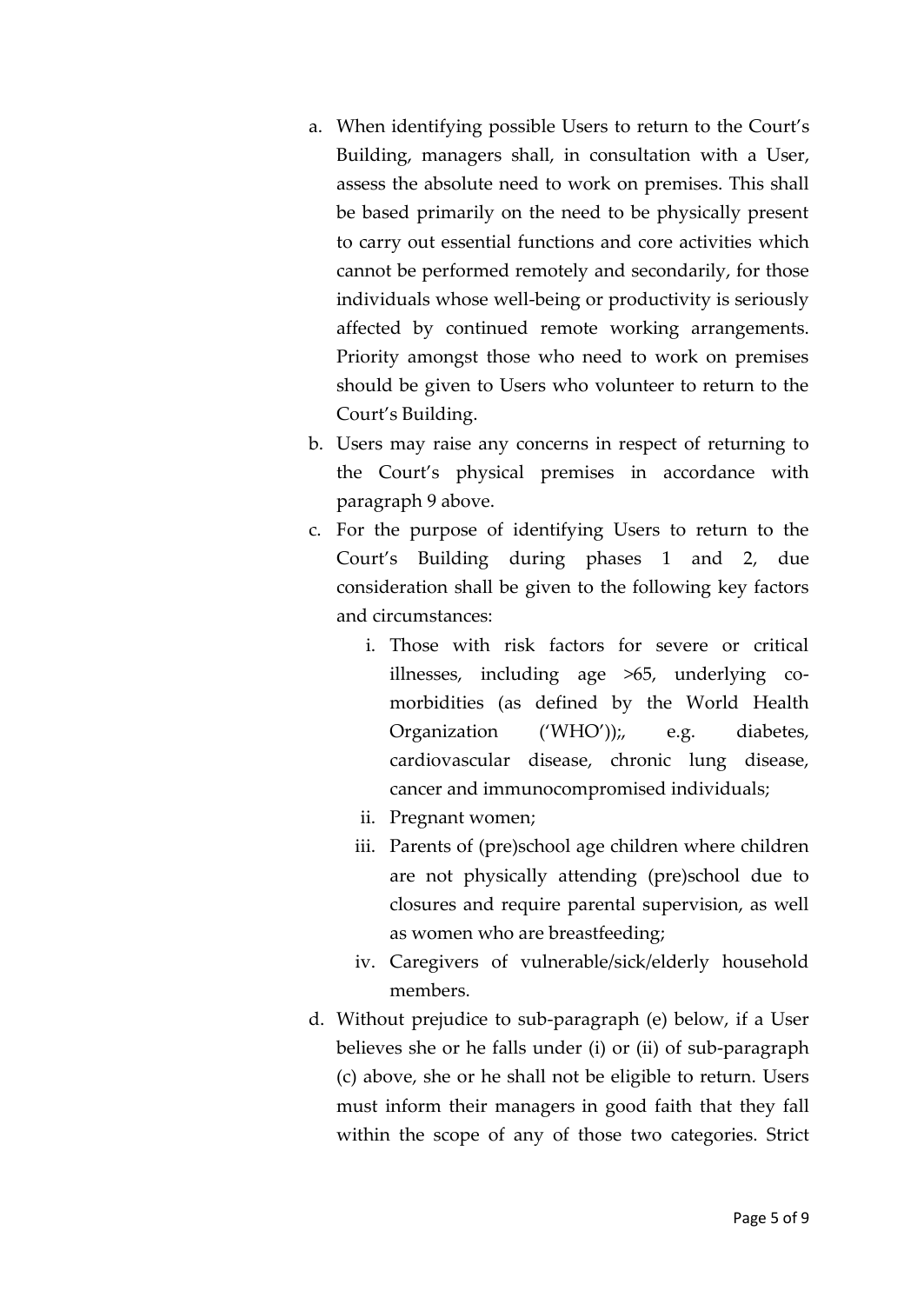a. When identifying possible Users to return to the Court's Building, managers shall, in consultation with a User, assess the absolute need to work on premises. This shall be based primarily on the need to be physically present to carry out essential functions and core activities which cannot be performed remotely and secondarily, for those individuals whose well-being or productivity is seriously affected by continued remote working arrangements. Priority amongst those who need to work on premises should be given to Users who volunteer to return to the Court's Building.
b. Users may raise any concerns in respect of returning to the Court's physical premises in accordance with paragraph 9 above.
c. For the purpose of identifying Users to return to the Court's Building during phases 1 and 2, due consideration shall be given to the following key factors and circumstances:
    i. Those with risk factors for severe or critical illnesses, including age >65, underlying co-morbidities (as defined by the World Health Organization ('WHO'));, e.g. diabetes, cardiovascular disease, chronic lung disease, cancer and immunocompromised individuals;
    ii. Pregnant women;
    iii. Parents of (pre)school age children where children are not physically attending (pre)school due to closures and require parental supervision, as well as women who are breastfeeding;
    iv. Caregivers of vulnerable/sick/elderly household members.
d. Without prejudice to sub-paragraph (e) below, if a User believes she or he falls under (i) or (ii) of sub-paragraph (c) above, she or he shall not be eligible to return. Users must inform their managers in good faith that they fall within the scope of any of those two categories. Strict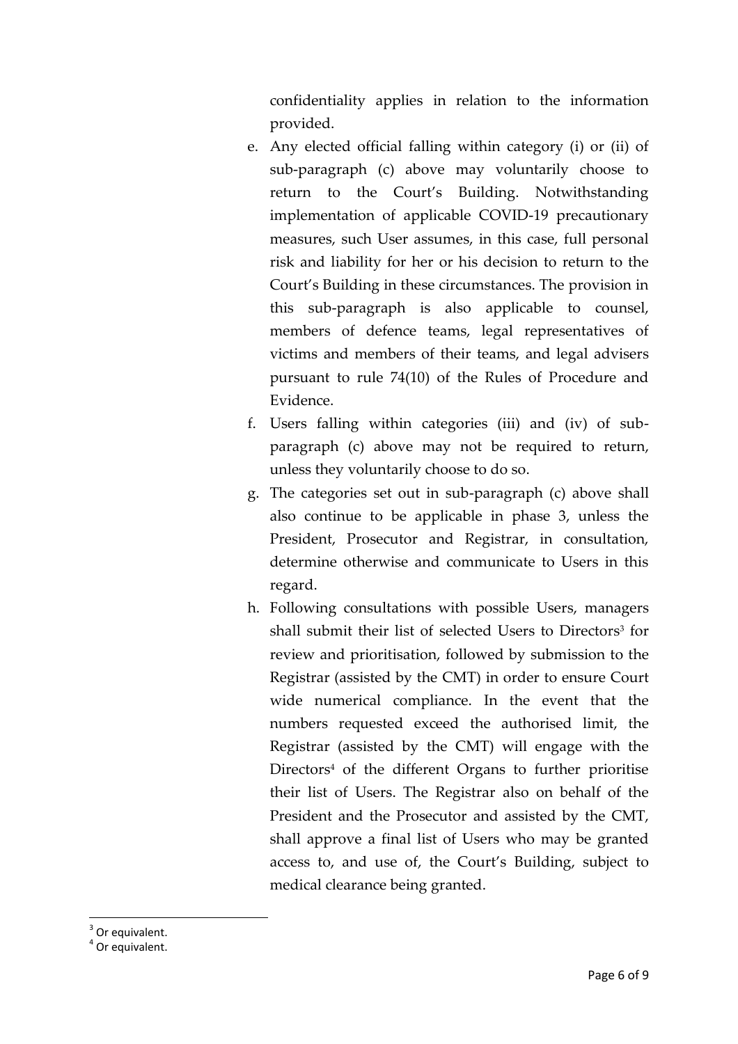confidentiality applies in relation to the information provided.

e. Any elected official falling within category (i) or (ii) of sub-paragraph (c) above may voluntarily choose to return to the Court's Building. Notwithstanding implementation of applicable COVID-19 precautionary measures, such User assumes, in this case, full personal risk and liability for her or his decision to return to the Court's Building in these circumstances. The provision in this sub-paragraph is also applicable to counsel, members of defence teams, legal representatives of victims and members of their teams, and legal advisers pursuant to rule 74(10) of the Rules of Procedure and Evidence.

f. Users falling within categories (iii) and (iv) of sub-paragraph (c) above may not be required to return, unless they voluntarily choose to do so.

g. The categories set out in sub-paragraph (c) above shall also continue to be applicable in phase 3, unless the President, Prosecutor and Registrar, in consultation, determine otherwise and communicate to Users in this regard.

h. Following consultations with possible Users, managers shall submit their list of selected Users to Directors[3] for review and prioritisation, followed by submission to the Registrar (assisted by the CMT) in order to ensure Court wide numerical compliance. In the event that the numbers requested exceed the authorised limit, the Registrar (assisted by the CMT) will engage with the Directors[4] of the different Organs to further prioritise their list of Users. The Registrar also on behalf of the President and the Prosecutor and assisted by the CMT, shall approve a final list of Users who may be granted access to, and use of, the Court's Building, subject to medical clearance being granted.

[3] Or equivalent.

[4] Or equivalent.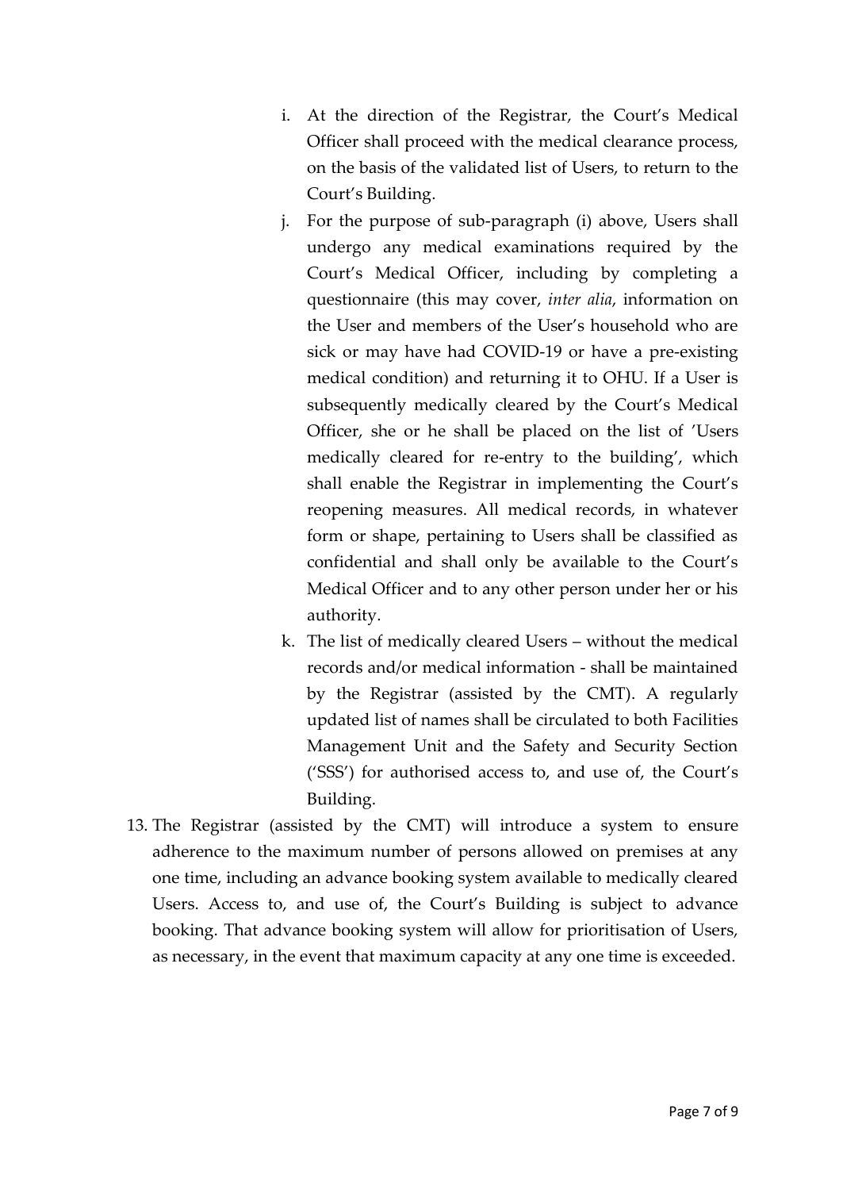i. At the direction of the Registrar, the Court's Medical Officer shall proceed with the medical clearance process, on the basis of the validated list of Users, to return to the Court's Building.

j. For the purpose of sub-paragraph (i) above, Users shall undergo any medical examinations required by the Court's Medical Officer, including by completing a questionnaire (this may cover, *inter alia*, information on the User and members of the User's household who are sick or may have had COVID-19 or have a pre-existing medical condition) and returning it to OHU. If a User is subsequently medically cleared by the Court's Medical Officer, she or he shall be placed on the list of 'Users medically cleared for re-entry to the building', which shall enable the Registrar in implementing the Court's reopening measures. All medical records, in whatever form or shape, pertaining to Users shall be classified as confidential and shall only be available to the Court's Medical Officer and to any other person under her or his authority.

k. The list of medically cleared Users – without the medical records and/or medical information - shall be maintained by the Registrar (assisted by the CMT). A regularly updated list of names shall be circulated to both Facilities Management Unit and the Safety and Security Section ('SSS') for authorised access to, and use of, the Court's Building.

13. The Registrar (assisted by the CMT) will introduce a system to ensure adherence to the maximum number of persons allowed on premises at any one time, including an advance booking system available to medically cleared Users. Access to, and use of, the Court's Building is subject to advance booking. That advance booking system will allow for prioritisation of Users, as necessary, in the event that maximum capacity at any one time is exceeded.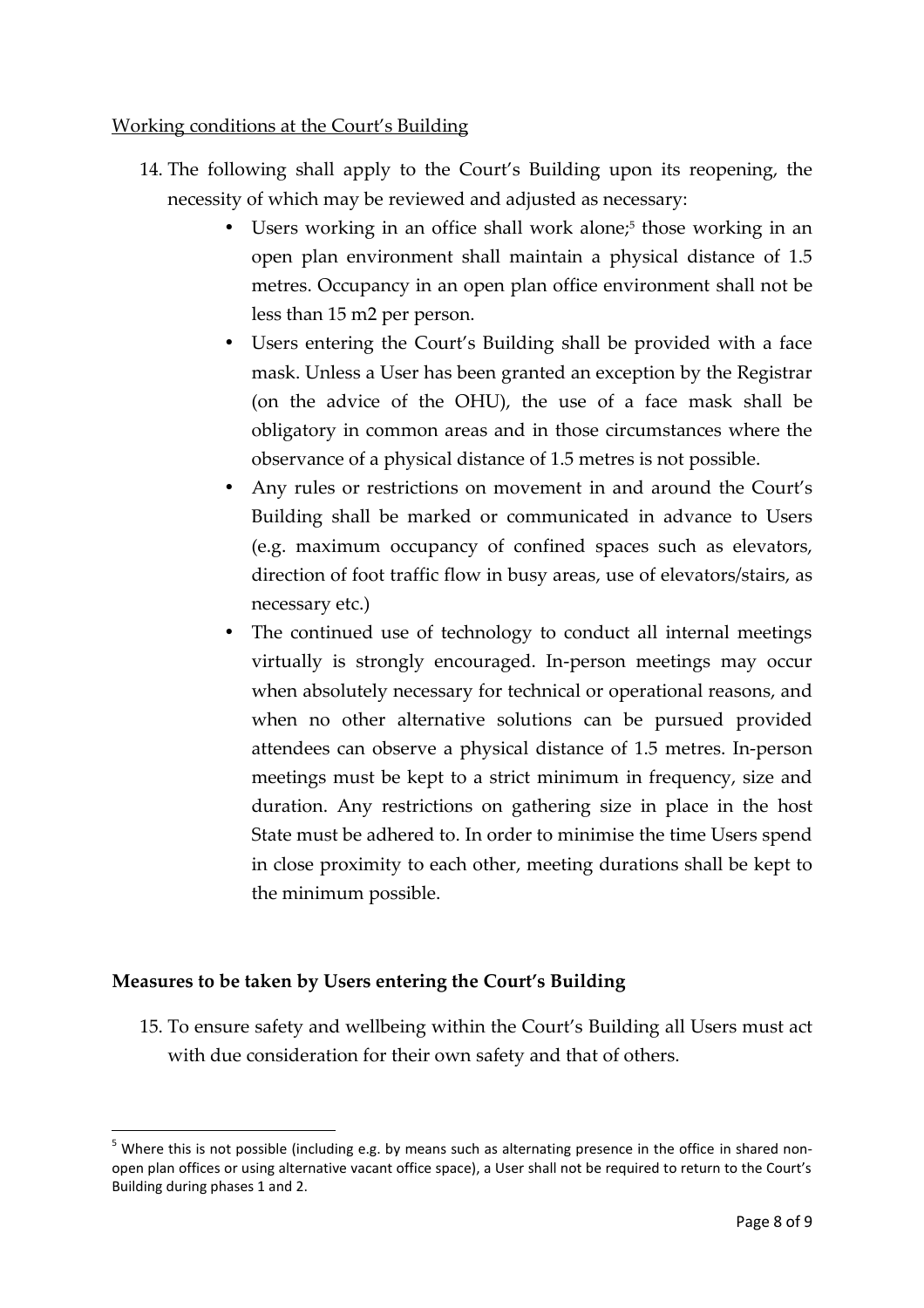Working conditions at the Court's Building

14. The following shall apply to the Court's Building upon its reopening, the necessity of which may be reviewed and adjusted as necessary:
    - Users working in an office shall work alone;[5] those working in an open plan environment shall maintain a physical distance of 1.5 metres. Occupancy in an open plan office environment shall not be less than 15 m2 per person.
    - Users entering the Court's Building shall be provided with a face mask. Unless a User has been granted an exception by the Registrar (on the advice of the OHU), the use of a face mask shall be obligatory in common areas and in those circumstances where the observance of a physical distance of 1.5 metres is not possible.
    - Any rules or restrictions on movement in and around the Court's Building shall be marked or communicated in advance to Users (e.g. maximum occupancy of confined spaces such as elevators, direction of foot traffic flow in busy areas, use of elevators/stairs, as necessary etc.)
    - The continued use of technology to conduct all internal meetings virtually is strongly encouraged. In-person meetings may occur when absolutely necessary for technical or operational reasons, and when no other alternative solutions can be pursued provided attendees can observe a physical distance of 1.5 metres. In-person meetings must be kept to a strict minimum in frequency, size and duration. Any restrictions on gathering size in place in the host State must be adhered to. In order to minimise the time Users spend in close proximity to each other, meeting durations shall be kept to the minimum possible.

**Measures to be taken by Users entering the Court's Building**

15. To ensure safety and wellbeing within the Court's Building all Users must act with due consideration for their own safety and that of others.

[5] Where this is not possible (including e.g. by means such as alternating presence in the office in shared non-open plan offices or using alternative vacant office space), a User shall not be required to return to the Court's Building during phases 1 and 2.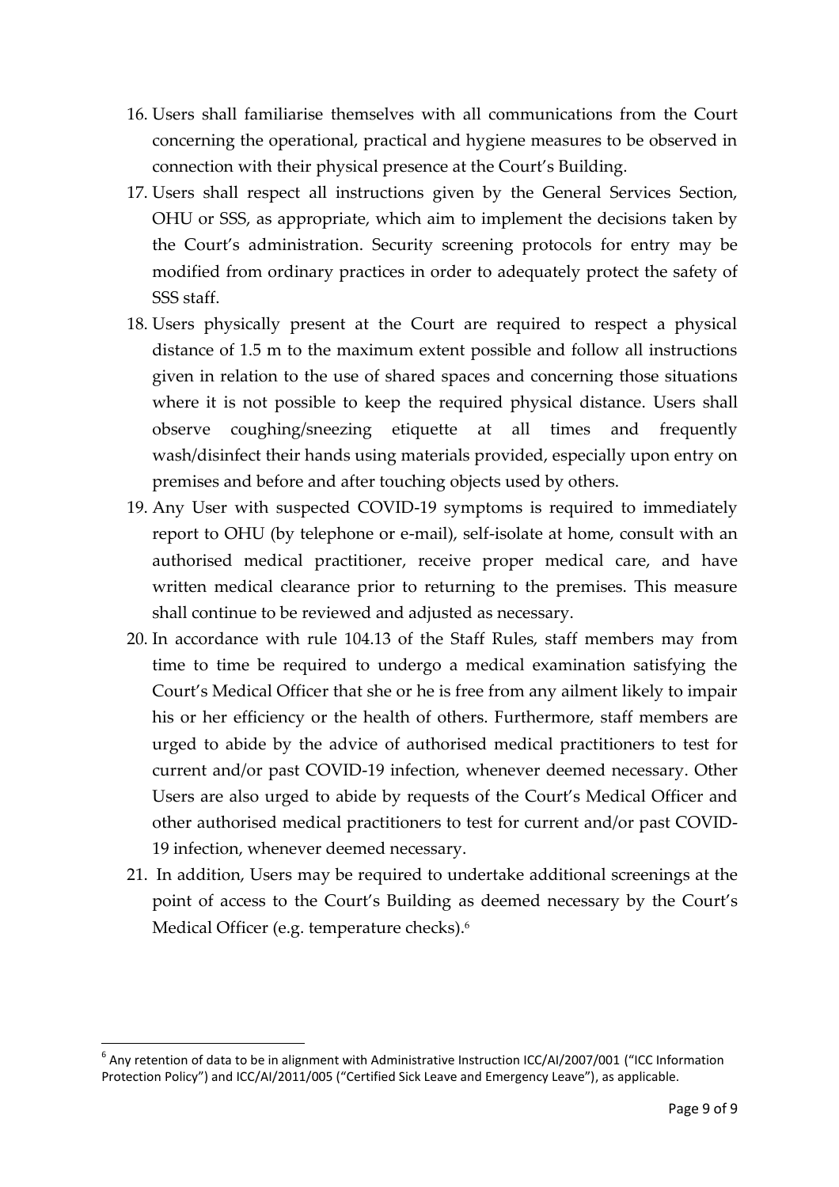16. Users shall familiarise themselves with all communications from the Court concerning the operational, practical and hygiene measures to be observed in connection with their physical presence at the Court's Building.
17. Users shall respect all instructions given by the General Services Section, OHU or SSS, as appropriate, which aim to implement the decisions taken by the Court's administration. Security screening protocols for entry may be modified from ordinary practices in order to adequately protect the safety of SSS staff.
18. Users physically present at the Court are required to respect a physical distance of 1.5 m to the maximum extent possible and follow all instructions given in relation to the use of shared spaces and concerning those situations where it is not possible to keep the required physical distance. Users shall observe coughing/sneezing etiquette at all times and frequently wash/disinfect their hands using materials provided, especially upon entry on premises and before and after touching objects used by others.
19. Any User with suspected COVID-19 symptoms is required to immediately report to OHU (by telephone or e-mail), self-isolate at home, consult with an authorised medical practitioner, receive proper medical care, and have written medical clearance prior to returning to the premises. This measure shall continue to be reviewed and adjusted as necessary.
20. In accordance with rule 104.13 of the Staff Rules, staff members may from time to time be required to undergo a medical examination satisfying the Court's Medical Officer that she or he is free from any ailment likely to impair his or her efficiency or the health of others. Furthermore, staff members are urged to abide by the advice of authorised medical practitioners to test for current and/or past COVID-19 infection, whenever deemed necessary. Other Users are also urged to abide by requests of the Court's Medical Officer and other authorised medical practitioners to test for current and/or past COVID-19 infection, whenever deemed necessary.
21. In addition, Users may be required to undertake additional screenings at the point of access to the Court's Building as deemed necessary by the Court's Medical Officer (e.g. temperature checks).[6]

[6] Any retention of data to be in alignment with Administrative Instruction ICC/AI/2007/001 ("ICC Information Protection Policy") and ICC/AI/2011/005 ("Certified Sick Leave and Emergency Leave"), as applicable.